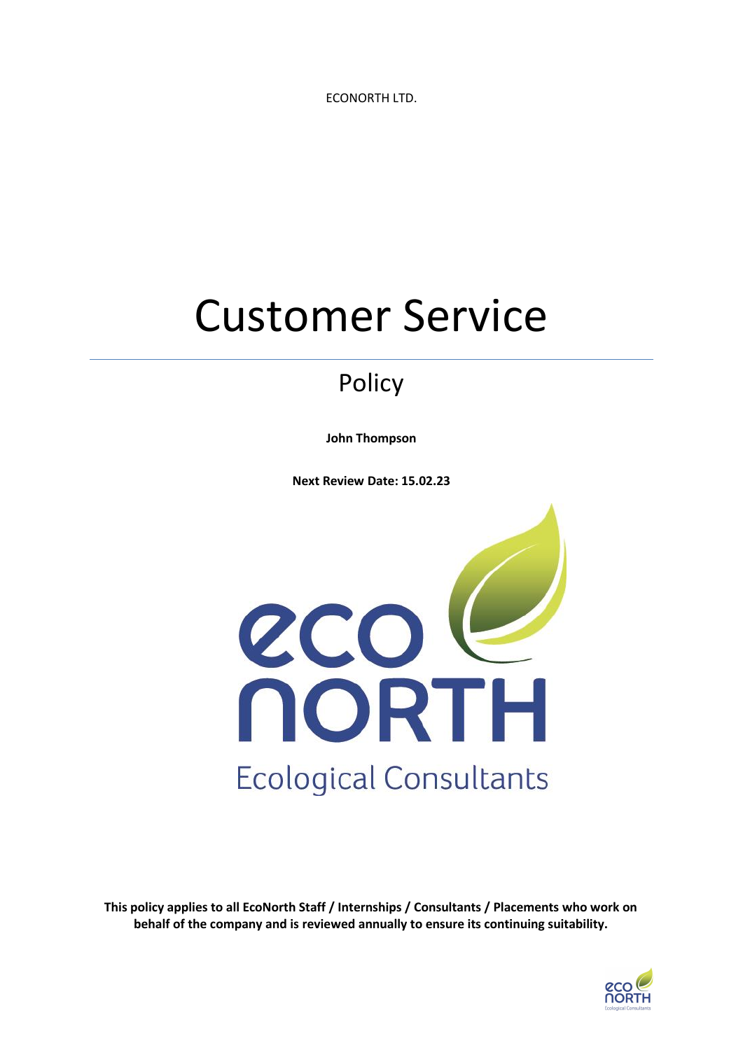ECONORTH LTD.

# Customer Service

## Policy

**John Thompson**

**Next Review Date: 15.02.23**

**This policy applies to all EcoNorth Staff / Internships / Consultants / Placements who work on behalf of the company and is reviewed annually to ensure its continuing suitability.**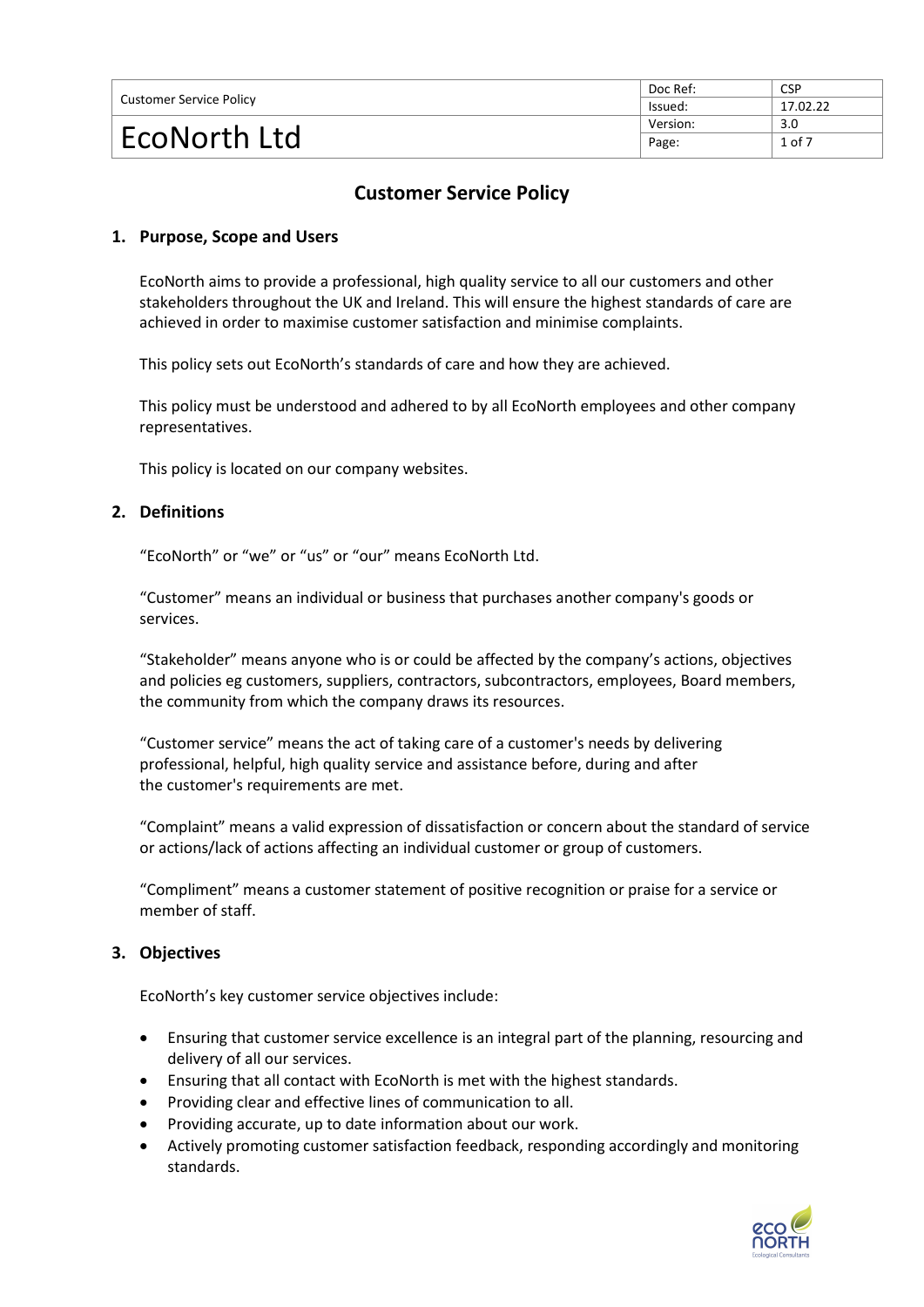# Customer Service Policy

## 1. Purpose, Scope and Users

EcoNorth aims to provide a professional, high quality service to all our customers and other stakeholders throughout the UK and Ireland. This will ensure the highest standards of care are achieved in order to maximise customer satisfaction and minimise complaints.

This policy sets out EcoNorth's standards of care and how they are achieved.

This policy must be understood and adhered to by all EcoNorth employees and other company representatives.

This policy is located on our company websites.

## 2. Definitions

"EcoNorth" or "we" or "us" or "our" means EcoNorth Ltd.

"Customer" means an individual or business that purchases another company's goods or services.

"Stakeholder" means anyone who is or could be affected by the company's actions, objectives and policies eg customers, suppliers, contractors, subcontractors, employees, Board members, the community from which the company draws its resources.

"Customer service" means the act of taking care of a customer's needs by delivering professional, helpful, high quality service and assistance before, during and after the customer's requirements are met.

"Complaint" means a valid expression of dissatisfaction or concern about the standard of service or actions/lack of actions affecting an individual customer or group of customers.

"Compliment" means a customer statement of positive recognition or praise for a service or member of staff.

## 3. Objectives

EcoNorth's key customer service objectives include:

- Ensuring that customer service excellence is an integral part of the planning, resourcing and delivery of all our services.
- Ensuring that all contact with EcoNorth is met with the highest standards.
- Providing clear and effective lines of communication to all.
- Providing accurate, up to date information about our work.
- Actively promoting customer satisfaction feedback, responding accordingly and monitoring standards.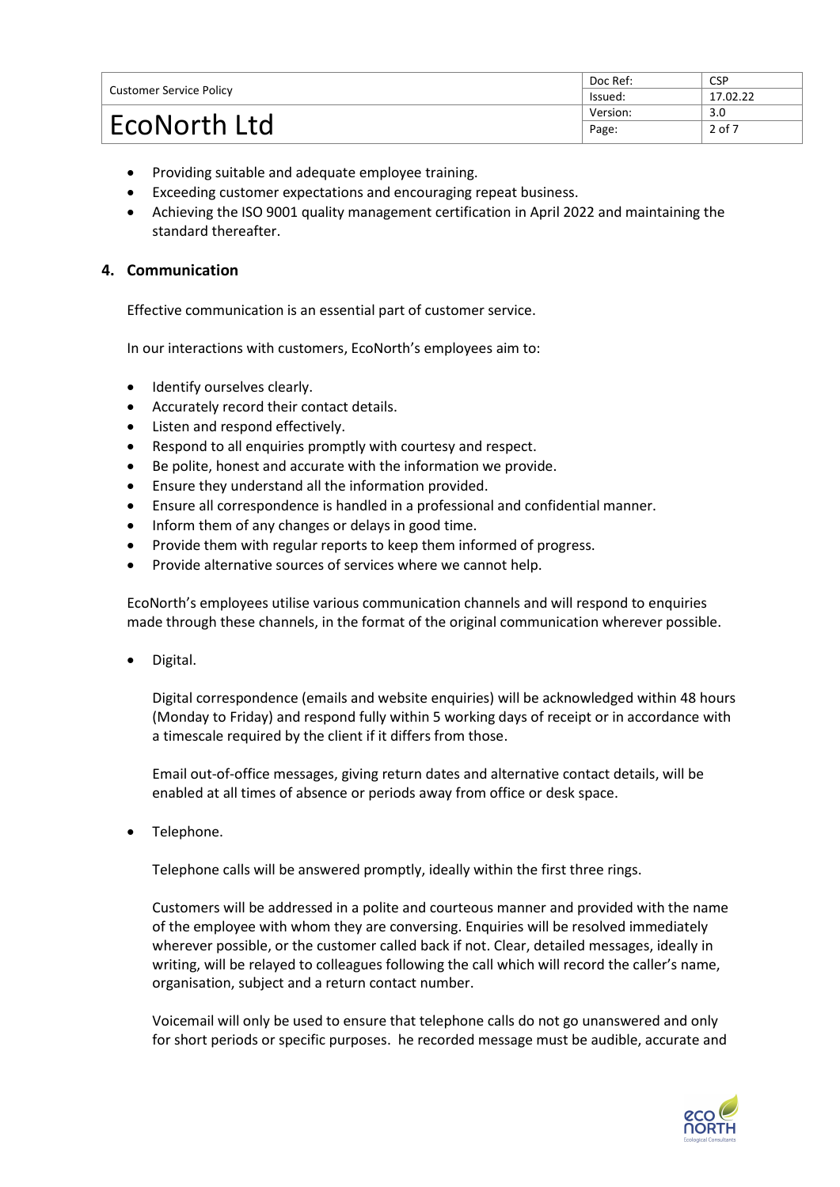- Providing suitable and adequate employee training.
- Exceeding customer expectations and encouraging repeat business.
- Achieving the ISO 9001 quality management certification in April 2022 and maintaining the standard thereafter.

## 4. Communication

Effective communication is an essential part of customer service.

In our interactions with customers, EcoNorth's employees aim to:

- Identify ourselves clearly.
- Accurately record their contact details.
- Listen and respond effectively.
- Respond to all enquiries promptly with courtesy and respect.
- Be polite, honest and accurate with the information we provide.
- Ensure they understand all the information provided.
- Ensure all correspondence is handled in a professional and confidential manner.
- Inform them of any changes or delays in good time.
- Provide them with regular reports to keep them informed of progress.
- Provide alternative sources of services where we cannot help.

EcoNorth's employees utilise various communication channels and will respond to enquiries made through these channels, in the format of the original communication wherever possible.

- Digital.

  Digital correspondence (emails and website enquiries) will be acknowledged within 48 hours (Monday to Friday) and respond fully within 5 working days of receipt or in accordance with a timescale required by the client if it differs from those.

  Email out-of-office messages, giving return dates and alternative contact details, will be enabled at all times of absence or periods away from office or desk space.

- Telephone.

  Telephone calls will be answered promptly, ideally within the first three rings.

  Customers will be addressed in a polite and courteous manner and provided with the name of the employee with whom they are conversing. Enquiries will be resolved immediately wherever possible, or the customer called back if not. Clear, detailed messages, ideally in writing, will be relayed to colleagues following the call which will record the caller's name, organisation, subject and a return contact number.

  Voicemail will only be used to ensure that telephone calls do not go unanswered and only for short periods or specific purposes. he recorded message must be audible, accurate and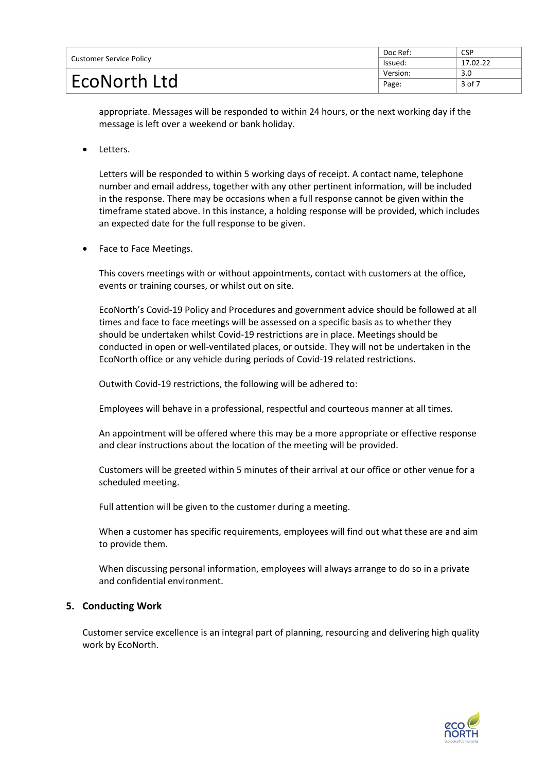appropriate. Messages will be responded to within 24 hours, or the next working day if the message is left over a weekend or bank holiday.

- Letters.

  Letters will be responded to within 5 working days of receipt. A contact name, telephone number and email address, together with any other pertinent information, will be included in the response. There may be occasions when a full response cannot be given within the timeframe stated above. In this instance, a holding response will be provided, which includes an expected date for the full response to be given.

- Face to Face Meetings.

  This covers meetings with or without appointments, contact with customers at the office, events or training courses, or whilst out on site.

  EcoNorth's Covid-19 Policy and Procedures and government advice should be followed at all times and face to face meetings will be assessed on a specific basis as to whether they should be undertaken whilst Covid-19 restrictions are in place. Meetings should be conducted in open or well-ventilated places, or outside. They will not be undertaken in the EcoNorth office or any vehicle during periods of Covid-19 related restrictions.

  Outwith Covid-19 restrictions, the following will be adhered to:

  Employees will behave in a professional, respectful and courteous manner at all times.

  An appointment will be offered where this may be a more appropriate or effective response and clear instructions about the location of the meeting will be provided.

  Customers will be greeted within 5 minutes of their arrival at our office or other venue for a scheduled meeting.

  Full attention will be given to the customer during a meeting.

  When a customer has specific requirements, employees will find out what these are and aim to provide them.

  When discussing personal information, employees will always arrange to do so in a private and confidential environment.

## 5. Conducting Work

Customer service excellence is an integral part of planning, resourcing and delivering high quality work by EcoNorth.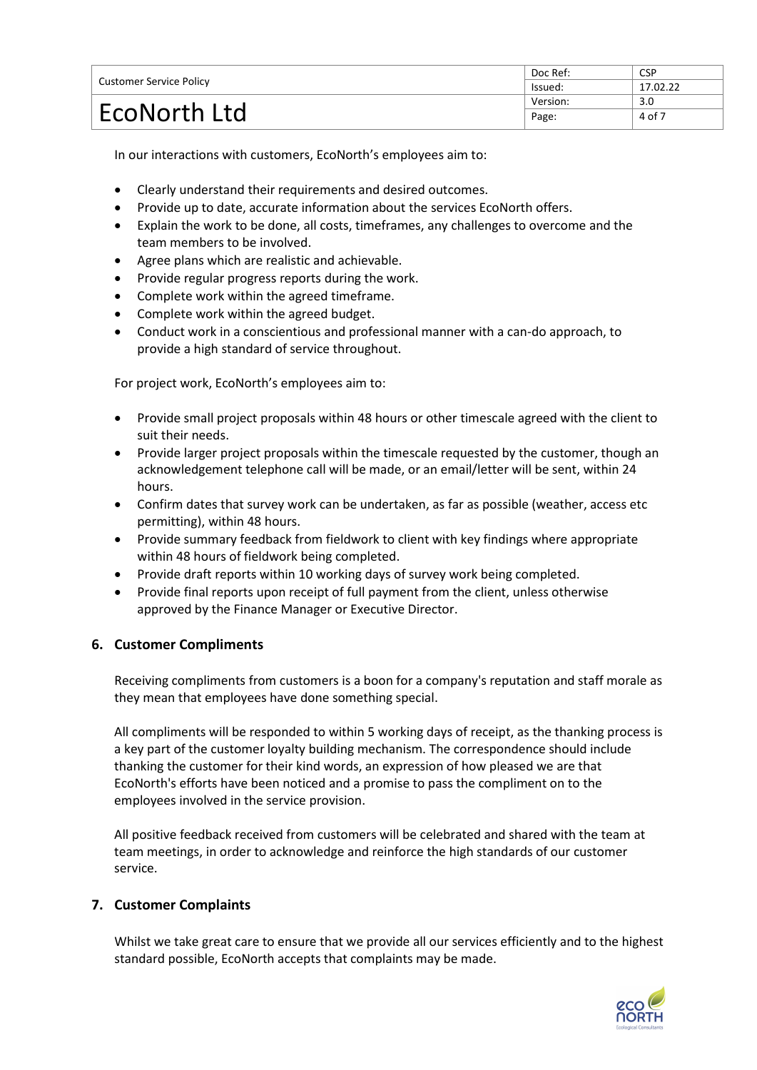In our interactions with customers, EcoNorth's employees aim to:

- Clearly understand their requirements and desired outcomes.
- Provide up to date, accurate information about the services EcoNorth offers.
- Explain the work to be done, all costs, timeframes, any challenges to overcome and the team members to be involved.
- Agree plans which are realistic and achievable.
- Provide regular progress reports during the work.
- Complete work within the agreed timeframe.
- Complete work within the agreed budget.
- Conduct work in a conscientious and professional manner with a can-do approach, to provide a high standard of service throughout.

For project work, EcoNorth's employees aim to:

- Provide small project proposals within 48 hours or other timescale agreed with the client to suit their needs.
- Provide larger project proposals within the timescale requested by the customer, though an acknowledgement telephone call will be made, or an email/letter will be sent, within 24 hours.
- Confirm dates that survey work can be undertaken, as far as possible (weather, access etc permitting), within 48 hours.
- Provide summary feedback from fieldwork to client with key findings where appropriate within 48 hours of fieldwork being completed.
- Provide draft reports within 10 working days of survey work being completed.
- Provide final reports upon receipt of full payment from the client, unless otherwise approved by the Finance Manager or Executive Director.

## 6. Customer Compliments

Receiving compliments from customers is a boon for a company's reputation and staff morale as they mean that employees have done something special.

All compliments will be responded to within 5 working days of receipt, as the thanking process is a key part of the customer loyalty building mechanism. The correspondence should include thanking the customer for their kind words, an expression of how pleased we are that EcoNorth's efforts have been noticed and a promise to pass the compliment on to the employees involved in the service provision.

All positive feedback received from customers will be celebrated and shared with the team at team meetings, in order to acknowledge and reinforce the high standards of our customer service.

## 7. Customer Complaints

Whilst we take great care to ensure that we provide all our services efficiently and to the highest standard possible, EcoNorth accepts that complaints may be made.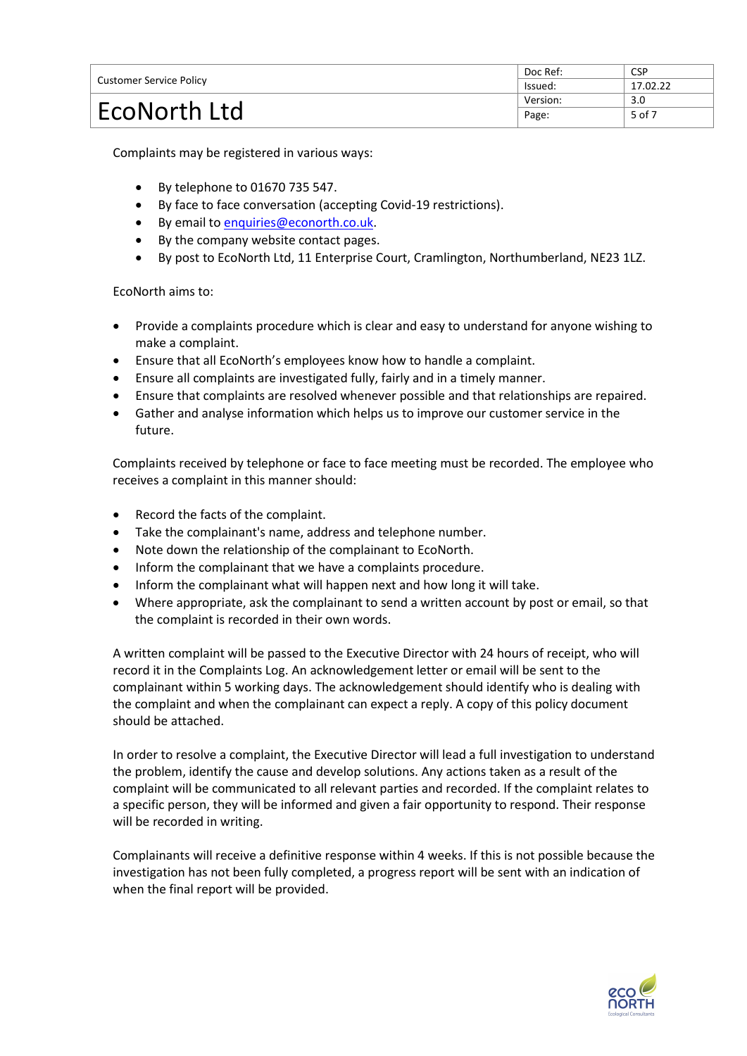Complaints may be registered in various ways:

- By telephone to 01670 735 547.
- By face to face conversation (accepting Covid-19 restrictions).
- By email to enquiries@econorth.co.uk.
- By the company website contact pages.
- By post to EcoNorth Ltd, 11 Enterprise Court, Cramlington, Northumberland, NE23 1LZ.

EcoNorth aims to:

- Provide a complaints procedure which is clear and easy to understand for anyone wishing to make a complaint.
- Ensure that all EcoNorth's employees know how to handle a complaint.
- Ensure all complaints are investigated fully, fairly and in a timely manner.
- Ensure that complaints are resolved whenever possible and that relationships are repaired.
- Gather and analyse information which helps us to improve our customer service in the future.

Complaints received by telephone or face to face meeting must be recorded. The employee who receives a complaint in this manner should:

- Record the facts of the complaint.
- Take the complainant's name, address and telephone number.
- Note down the relationship of the complainant to EcoNorth.
- Inform the complainant that we have a complaints procedure.
- Inform the complainant what will happen next and how long it will take.
- Where appropriate, ask the complainant to send a written account by post or email, so that the complaint is recorded in their own words.

A written complaint will be passed to the Executive Director with 24 hours of receipt, who will record it in the Complaints Log. An acknowledgement letter or email will be sent to the complainant within 5 working days. The acknowledgement should identify who is dealing with the complaint and when the complainant can expect a reply. A copy of this policy document should be attached.

In order to resolve a complaint, the Executive Director will lead a full investigation to understand the problem, identify the cause and develop solutions. Any actions taken as a result of the complaint will be communicated to all relevant parties and recorded. If the complaint relates to a specific person, they will be informed and given a fair opportunity to respond. Their response will be recorded in writing.

Complainants will receive a definitive response within 4 weeks. If this is not possible because the investigation has not been fully completed, a progress report will be sent with an indication of when the final report will be provided.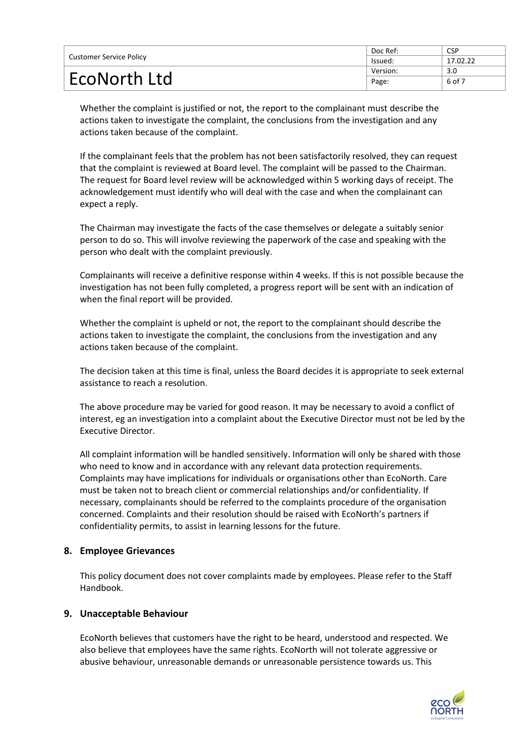Whether the complaint is justified or not, the report to the complainant must describe the actions taken to investigate the complaint, the conclusions from the investigation and any actions taken because of the complaint.

If the complainant feels that the problem has not been satisfactorily resolved, they can request that the complaint is reviewed at Board level. The complaint will be passed to the Chairman. The request for Board level review will be acknowledged within 5 working days of receipt. The acknowledgement must identify who will deal with the case and when the complainant can expect a reply.

The Chairman may investigate the facts of the case themselves or delegate a suitably senior person to do so. This will involve reviewing the paperwork of the case and speaking with the person who dealt with the complaint previously.

Complainants will receive a definitive response within 4 weeks. If this is not possible because the investigation has not been fully completed, a progress report will be sent with an indication of when the final report will be provided.

Whether the complaint is upheld or not, the report to the complainant should describe the actions taken to investigate the complaint, the conclusions from the investigation and any actions taken because of the complaint.

The decision taken at this time is final, unless the Board decides it is appropriate to seek external assistance to reach a resolution.

The above procedure may be varied for good reason. It may be necessary to avoid a conflict of interest, eg an investigation into a complaint about the Executive Director must not be led by the Executive Director.

All complaint information will be handled sensitively. Information will only be shared with those who need to know and in accordance with any relevant data protection requirements. Complaints may have implications for individuals or organisations other than EcoNorth. Care must be taken not to breach client or commercial relationships and/or confidentiality. If necessary, complainants should be referred to the complaints procedure of the organisation concerned. Complaints and their resolution should be raised with EcoNorth's partners if confidentiality permits, to assist in learning lessons for the future.

## 8. Employee Grievances

This policy document does not cover complaints made by employees. Please refer to the Staff Handbook.

## 9. Unacceptable Behaviour

EcoNorth believes that customers have the right to be heard, understood and respected. We also believe that employees have the same rights. EcoNorth will not tolerate aggressive or abusive behaviour, unreasonable demands or unreasonable persistence towards us. This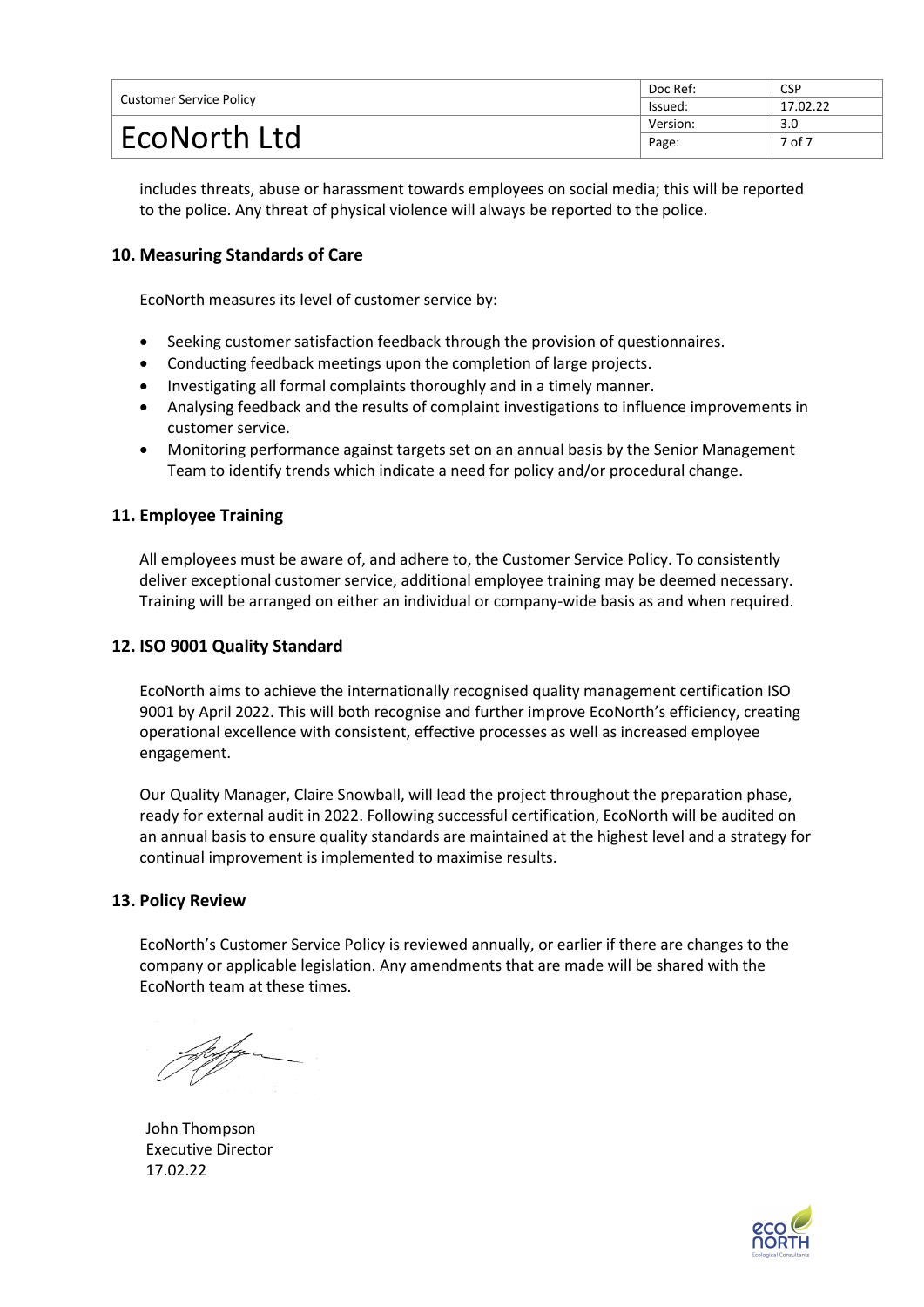includes threats, abuse or harassment towards employees on social media; this will be reported to the police. Any threat of physical violence will always be reported to the police.

## 10. Measuring Standards of Care

EcoNorth measures its level of customer service by:

- Seeking customer satisfaction feedback through the provision of questionnaires.
- Conducting feedback meetings upon the completion of large projects.
- Investigating all formal complaints thoroughly and in a timely manner.
- Analysing feedback and the results of complaint investigations to influence improvements in customer service.
- Monitoring performance against targets set on an annual basis by the Senior Management Team to identify trends which indicate a need for policy and/or procedural change.

## 11. Employee Training

All employees must be aware of, and adhere to, the Customer Service Policy. To consistently deliver exceptional customer service, additional employee training may be deemed necessary. Training will be arranged on either an individual or company-wide basis as and when required.

## 12. ISO 9001 Quality Standard

EcoNorth aims to achieve the internationally recognised quality management certification ISO 9001 by April 2022. This will both recognise and further improve EcoNorth's efficiency, creating operational excellence with consistent, effective processes as well as increased employee engagement.

Our Quality Manager, Claire Snowball, will lead the project throughout the preparation phase, ready for external audit in 2022. Following successful certification, EcoNorth will be audited on an annual basis to ensure quality standards are maintained at the highest level and a strategy for continual improvement is implemented to maximise results.

## 13. Policy Review

EcoNorth's Customer Service Policy is reviewed annually, or earlier if there are changes to the company or applicable legislation. Any amendments that are made will be shared with the EcoNorth team at these times.

John Thompson
Executive Director
17.02.22